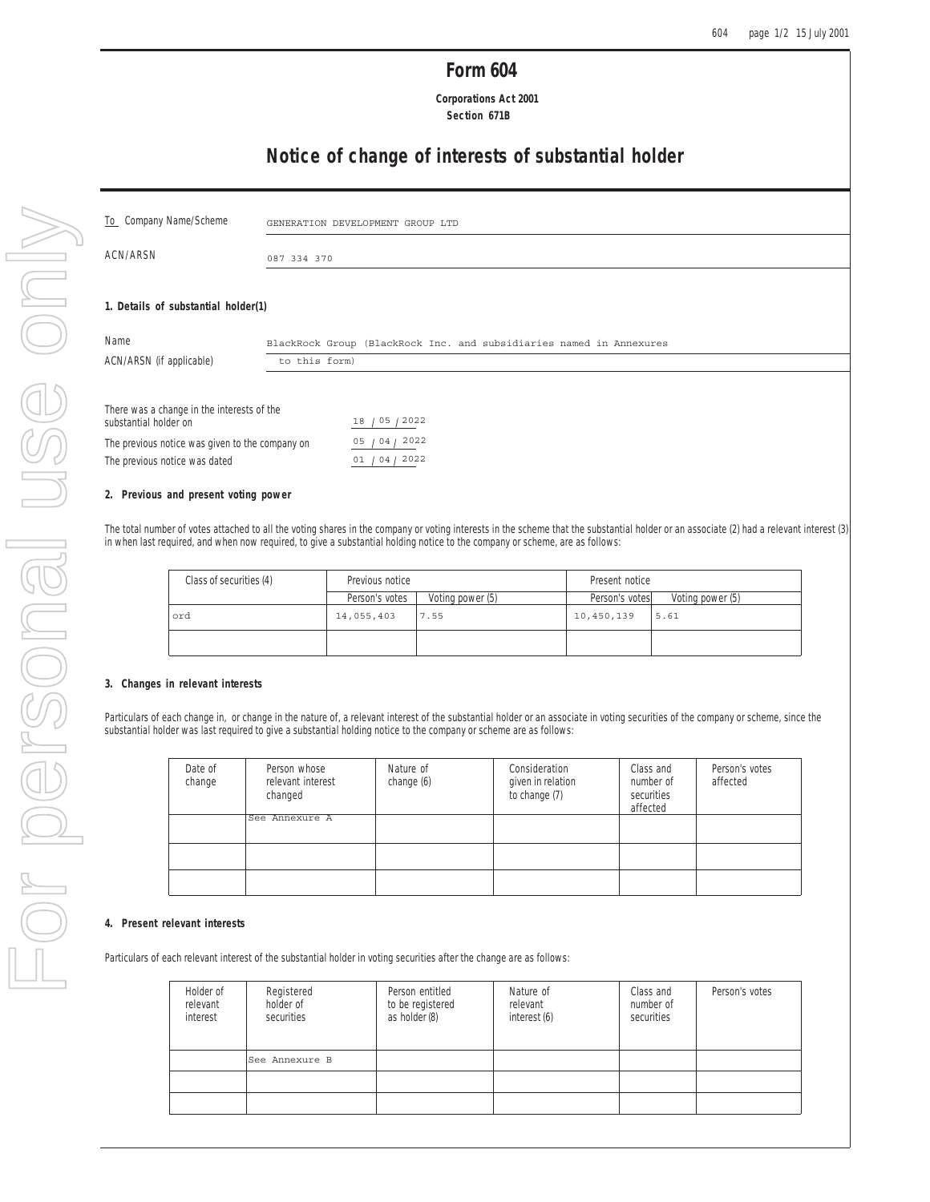# Form 604

**Corporations Act 2001**
**Section 671B**

## Notice of change of interests of substantial holder

| | |
|---|---|
| To Company Name/Scheme | GENERATION DEVELOPMENT GROUP LTD |
| ACN/ARSN | 087 334 370 |

### 1. Details of substantial holder(1)

| | |
|---|---|
| Name | BlackRock Group (BlackRock Inc. and subsidiaries named in Annexures to this form) |
| ACN/ARSN (if applicable) | |

| | |
|---|---|
| There was a change in the interests of the substantial holder on | 18 / 05 / 2022 |
| The previous notice was given to the company on | 05 / 04 / 2022 |
| The previous notice was dated | 01 / 04 / 2022 |

### 2. Previous and present voting power

The total number of votes attached to all the voting shares in the company or voting interests in the scheme that the substantial holder or an associate (2) had a relevant interest (3) in when last required, and when now required, to give a substantial holding notice to the company or scheme, are as follows:

| Class of securities (4) | Previous notice | | Present notice | |
|---|---|---|---|---|
| | Person's votes | Voting power (5) | Person's votes | Voting power (5) |
| ord | 14,055,403 | 7.55 | 10,450,139 | 5.61 |
| | | | | |

### 3. Changes in relevant interests

Particulars of each change in, or change in the nature of, a relevant interest of the substantial holder or an associate in voting securities of the company or scheme, since the substantial holder was last required to give a substantial holding notice to the company or scheme are as follows:

| Date of change | Person whose relevant interest changed | Nature of change (6) | Consideration given in relation to change (7) | Class and number of securities affected | Person's votes affected |
|---|---|---|---|---|---|
| | See Annexure A | | | | |
| | | | | | |
| | | | | | |

### 4. Present relevant interests

Particulars of each relevant interest of the substantial holder in voting securities after the change are as follows:

| Holder of relevant interest | Registered holder of securities | Person entitled to be registered as holder (8) | Nature of relevant interest (6) | Class and number of securities | Person's votes |
|---|---|---|---|---|---|
| | See Annexure B | | | | |
| | | | | | |
| | | | | | |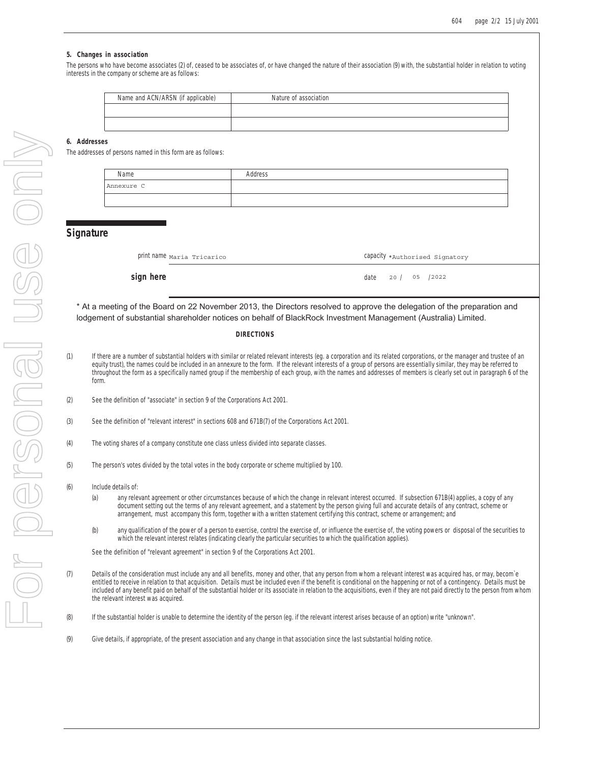### 5. Changes in association

The persons who have become associates (2) of, ceased to be associates of, or have changed the nature of their association (9) with, the substantial holder in relation to voting interests in the company or scheme are as follows:

| Name and ACN/ARSN (if applicable) | Nature of association |
|---|---|
| | |
| | |

### 6. Addresses

The addresses of persons named in this form are as follows:

| Name | Address |
|---|---|
| Annexure C | |
| | |

## Signature

print name Maria Tricarico

capacity *Authorised Signatory

**sign here**

date 20 / 05 /2022

* At a meeting of the Board on 22 November 2013, the Directors resolved to approve the delegation of the preparation and lodgement of substantial shareholder notices on behalf of BlackRock Investment Management (Australia) Limited.

**DIRECTIONS**

(1) If there are a number of substantial holders with similar or related relevant interests (eg. a corporation and its related corporations, or the manager and trustee of an equity trust), the names could be included in an annexure to the form. If the relevant interests of a group of persons are essentially similar, they may be referred to throughout the form as a specifically named group if the membership of each group, with the names and addresses of members is clearly set out in paragraph 6 of the form.

(2) See the definition of "associate" in section 9 of the Corporations Act 2001.

(3) See the definition of "relevant interest" in sections 608 and 671B(7) of the Corporations Act 2001.

(4) The voting shares of a company constitute one class unless divided into separate classes.

(5) The person's votes divided by the total votes in the body corporate or scheme multiplied by 100.

(6) Include details of:

(a) any relevant agreement or other circumstances because of which the change in relevant interest occurred. If subsection 671B(4) applies, a copy of any document setting out the terms of any relevant agreement, and a statement by the person giving full and accurate details of any contract, scheme or arrangement, must accompany this form, together with a written statement certifying this contract, scheme or arrangement; and

(b) any qualification of the power of a person to exercise, control the exercise of, or influence the exercise of, the voting powers or disposal of the securities to which the relevant interest relates (indicating clearly the particular securities to which the qualification applies).

See the definition of "relevant agreement" in section 9 of the Corporations Act 2001.

(7) Details of the consideration must include any and all benefits, money and other, that any person from whom a relevant interest was acquired has, or may, becom`e entitled to receive in relation to that acquisition. Details must be included even if the benefit is conditional on the happening or not of a contingency. Details must be included of any benefit paid on behalf of the substantial holder or its associate in relation to the acquisitions, even if they are not paid directly to the person from whom the relevant interest was acquired.

(8) If the substantial holder is unable to determine the identity of the person (eg. if the relevant interest arises because of an option) write "unknown".

(9) Give details, if appropriate, of the present association and any change in that association since the last substantial holding notice.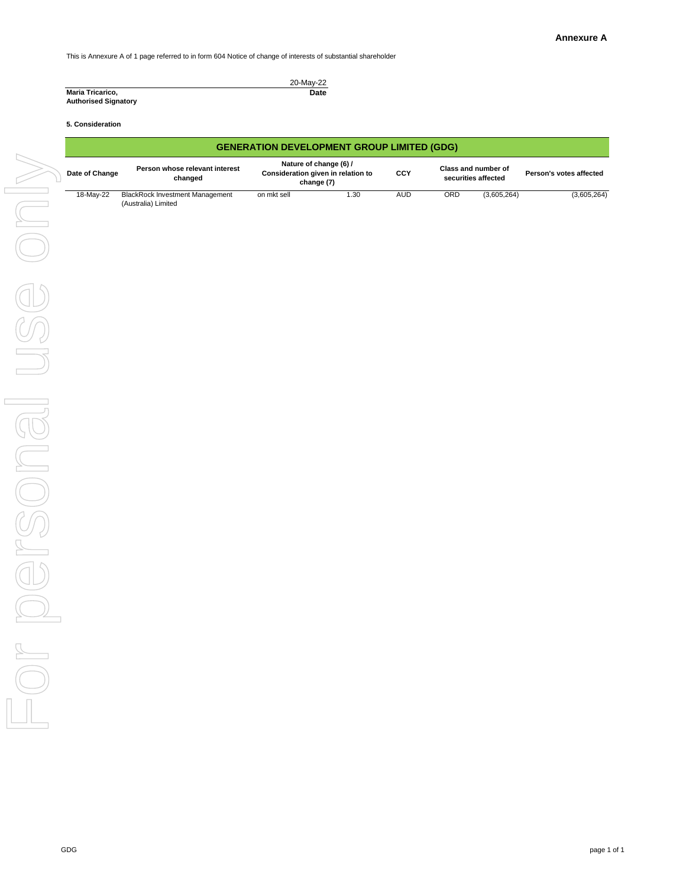**Annexure A**

This is Annexure A of 1 page referred to in form 604 Notice of change of interests of substantial shareholder

| | |
|---|---|
| **Maria Tricarico,** | 20-May-22 |
| **Authorised Signatory** | **Date** |

**5. Consideration**

| GENERATION DEVELOPMENT GROUP LIMITED (GDG) | | | | | | | |
|---|---|---|---|---|---|---|---|
| **Date of Change** | **Person whose relevant interest changed** | **Nature of change (6) / Consideration given in relation to change (7)** | | **CCY** | **Class and number of securities affected** | | **Person's votes affected** |
| 18-May-22 | BlackRock Investment Management (Australia) Limited | on mkt sell | 1.30 | AUD | ORD | (3,605,264) | (3,605,264) |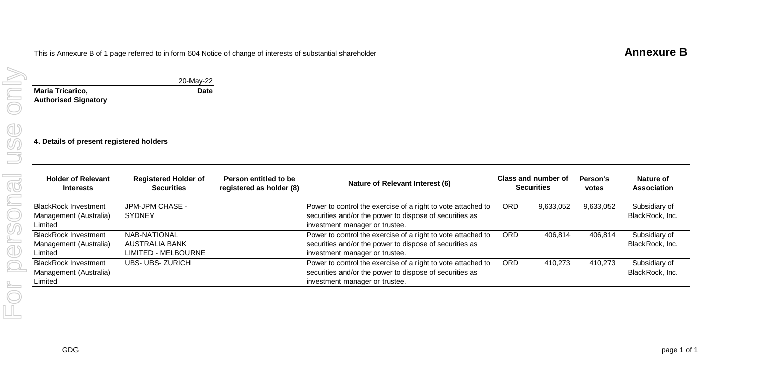This is Annexure B of 1 page referred to in form 604 Notice of change of interests of substantial shareholder

**Annexure B**

20-May-22

**Maria Tricarico,** **Date**
**Authorised Signatory**

**4. Details of present registered holders**

| Holder of Relevant Interests | Registered Holder of Securities | Person entitled to be registered as holder (8) | Nature of Relevant Interest (6) | Class and number of Securities | | Person's votes | Nature of Association |
|---|---|---|---|---|---|---|---|
| BlackRock Investment Management (Australia) Limited | JPM-JPM CHASE - SYDNEY | | Power to control the exercise of a right to vote attached to securities and/or the power to dispose of securities as investment manager or trustee. | ORD | 9,633,052 | 9,633,052 | Subsidiary of BlackRock, Inc. |
| BlackRock Investment Management (Australia) Limited | NAB-NATIONAL AUSTRALIA BANK LIMITED - MELBOURNE | | Power to control the exercise of a right to vote attached to securities and/or the power to dispose of securities as investment manager or trustee. | ORD | 406,814 | 406,814 | Subsidiary of BlackRock, Inc. |
| BlackRock Investment Management (Australia) Limited | UBS- UBS- ZURICH | | Power to control the exercise of a right to vote attached to securities and/or the power to dispose of securities as investment manager or trustee. | ORD | 410,273 | 410,273 | Subsidiary of BlackRock, Inc. |

GDG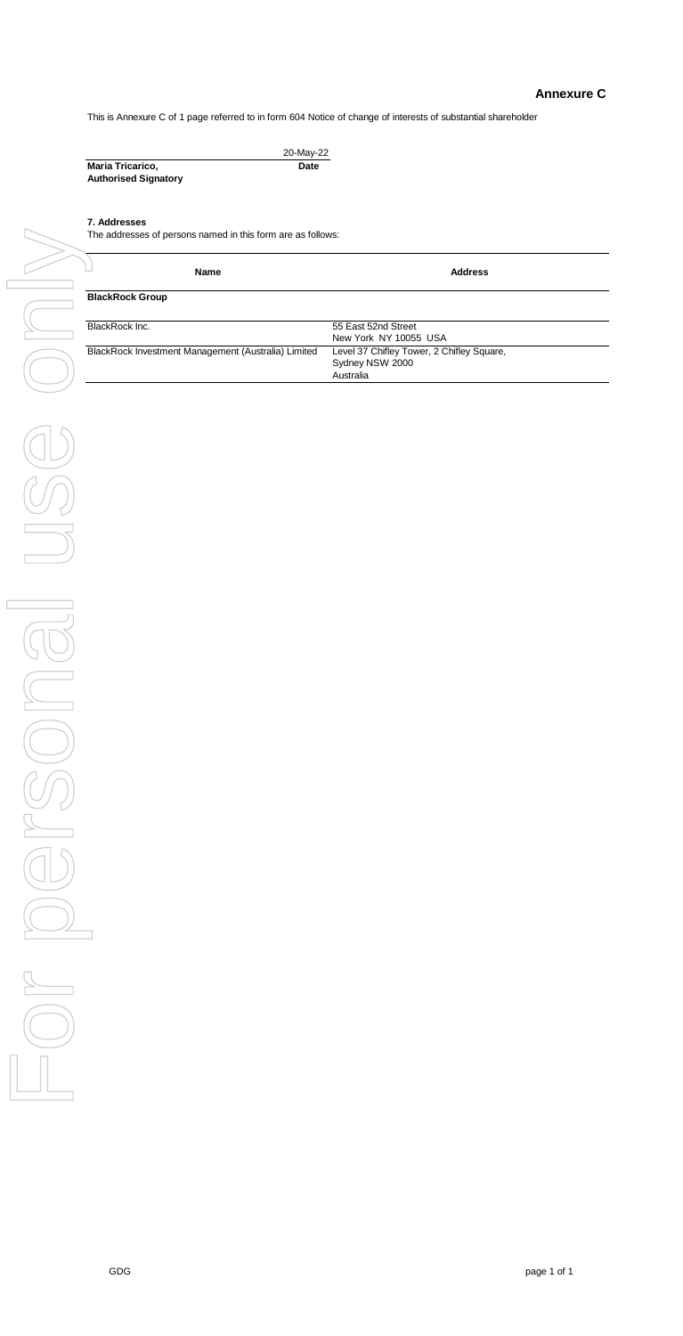**Annexure C**

This is Annexure C of 1 page referred to in form 604 Notice of change of interests of substantial shareholder

| | |
|---|---|
| | 20-May-22 |
| **Maria Tricarico,** | **Date** |
| **Authorised Signatory** | |

**7. Addresses**

The addresses of persons named in this form are as follows:

| Name | Address |
|---|---|
| **BlackRock Group** | |
| BlackRock Inc. | 55 East 52nd Street<br>New York NY 10055 USA |
| BlackRock Investment Management (Australia) Limited | Level 37 Chifley Tower, 2 Chifley Square,<br>Sydney NSW 2000<br>Australia |

GDG